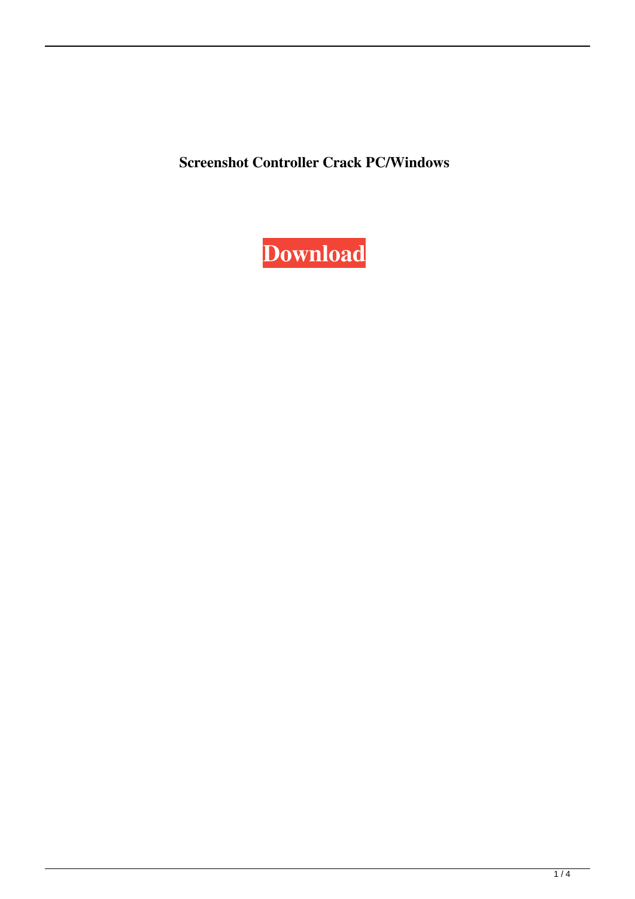**Screenshot Controller Crack PC/Windows**

**Download**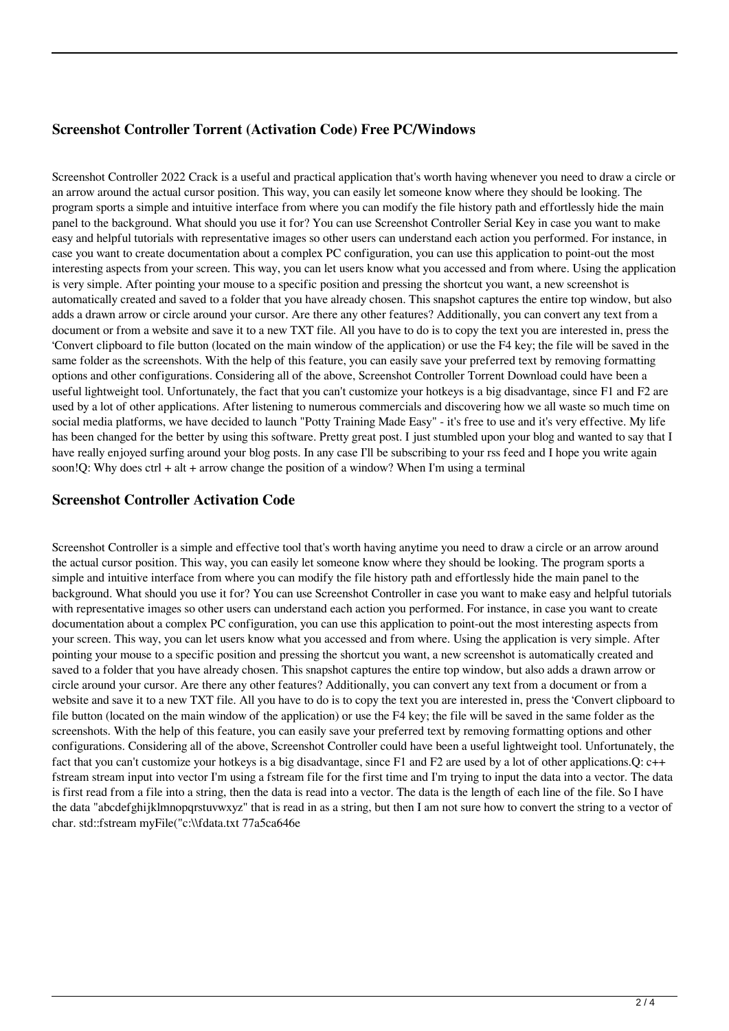## Screenshot Controller Torrent (Activation Code) Free PC/Windows

Screenshot Controller 2022 Crack is a useful and practical application that's worth having whenever you need to draw a circle or an arrow around the actual cursor position. This way, you can easily let someone know where they should be looking. The program sports a simple and intuitive interface from where you can modify the file history path and effortlessly hide the main panel to the background. What should you use it for? You can use Screenshot Controller Serial Key in case you want to make easy and helpful tutorials with representative images so other users can understand each action you performed. For instance, in case you want to create documentation about a complex PC configuration, you can use this application to point-out the most interesting aspects from your screen. This way, you can let users know what you accessed and from where. Using the application is very simple. After pointing your mouse to a specific position and pressing the shortcut you want, a new screenshot is automatically created and saved to a folder that you have already chosen. This snapshot captures the entire top window, but also adds a drawn arrow or circle around your cursor. Are there any other features? Additionally, you can convert any text from a document or from a website and save it to a new TXT file. All you have to do is to copy the text you are interested in, press the 'Convert clipboard to file button (located on the main window of the application) or use the F4 key; the file will be saved in the same folder as the screenshots. With the help of this feature, you can easily save your preferred text by removing formatting options and other configurations. Considering all of the above, Screenshot Controller Torrent Download could have been a useful lightweight tool. Unfortunately, the fact that you can't customize your hotkeys is a big disadvantage, since F1 and F2 are used by a lot of other applications. After listening to numerous commercials and discovering how we all waste so much time on social media platforms, we have decided to launch "Potty Training Made Easy" - it's free to use and it's very effective. My life has been changed for the better by using this software. Pretty great post. I just stumbled upon your blog and wanted to say that I have really enjoyed surfing around your blog posts. In any case I'll be subscribing to your rss feed and I hope you write again soon!Q: Why does ctrl + alt + arrow change the position of a window? When I'm using a terminal

## Screenshot Controller Activation Code

Screenshot Controller is a simple and effective tool that's worth having anytime you need to draw a circle or an arrow around the actual cursor position. This way, you can easily let someone know where they should be looking. The program sports a simple and intuitive interface from where you can modify the file history path and effortlessly hide the main panel to the background. What should you use it for? You can use Screenshot Controller in case you want to make easy and helpful tutorials with representative images so other users can understand each action you performed. For instance, in case you want to create documentation about a complex PC configuration, you can use this application to point-out the most interesting aspects from your screen. This way, you can let users know what you accessed and from where. Using the application is very simple. After pointing your mouse to a specific position and pressing the shortcut you want, a new screenshot is automatically created and saved to a folder that you have already chosen. This snapshot captures the entire top window, but also adds a drawn arrow or circle around your cursor. Are there any other features? Additionally, you can convert any text from a document or from a website and save it to a new TXT file. All you have to do is to copy the text you are interested in, press the 'Convert clipboard to file button (located on the main window of the application) or use the F4 key; the file will be saved in the same folder as the screenshots. With the help of this feature, you can easily save your preferred text by removing formatting options and other configurations. Considering all of the above, Screenshot Controller could have been a useful lightweight tool. Unfortunately, the fact that you can't customize your hotkeys is a big disadvantage, since F1 and F2 are used by a lot of other applications.Q: c++ fstream stream input into vector I'm using a fstream file for the first time and I'm trying to input the data into a vector. The data is first read from a file into a string, then the data is read into a vector. The data is the length of each line of the file. So I have the data "abcdefghijklmnopqrstuvwxyz" that is read in as a string, but then I am not sure how to convert the string to a vector of char. std::fstream myFile("c:\\fdata.txt 77a5ca646e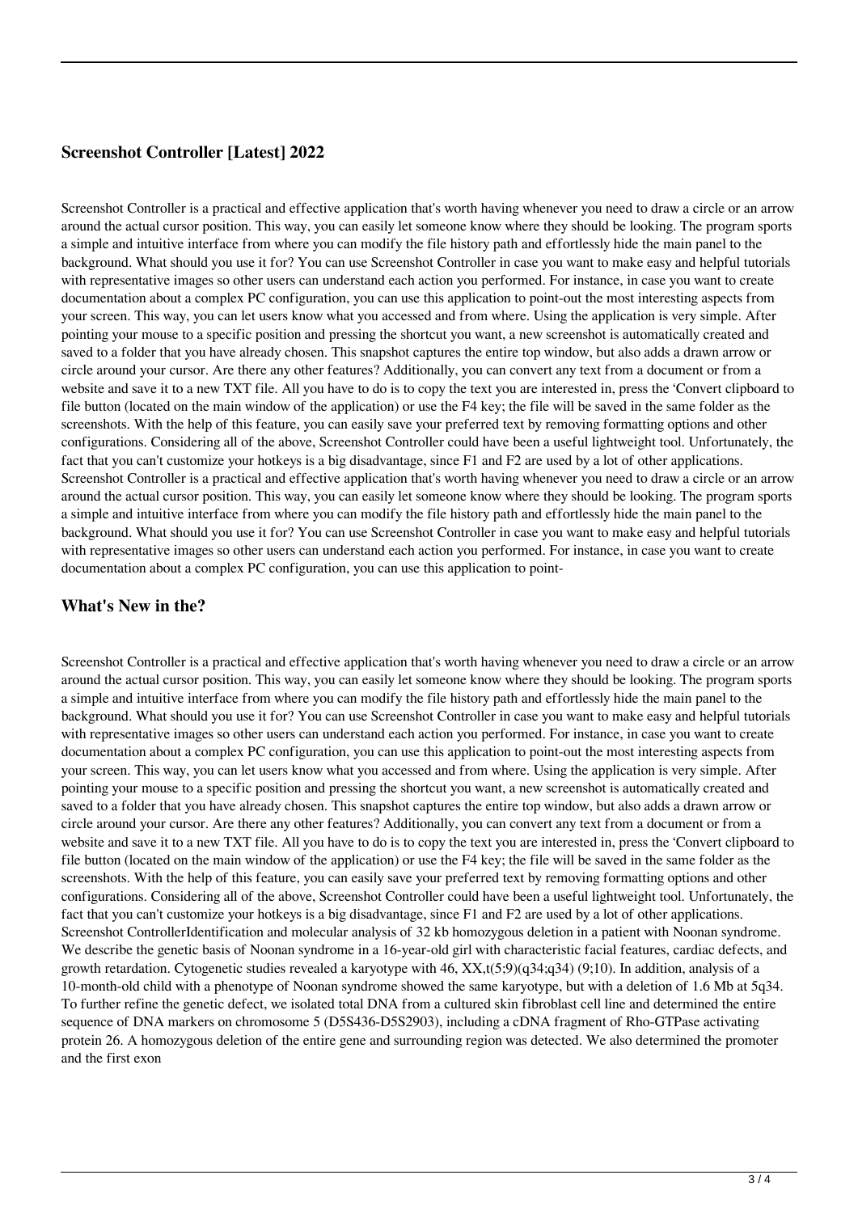## Screenshot Controller [Latest] 2022

Screenshot Controller is a practical and effective application that's worth having whenever you need to draw a circle or an arrow around the actual cursor position. This way, you can easily let someone know where they should be looking. The program sports a simple and intuitive interface from where you can modify the file history path and effortlessly hide the main panel to the background. What should you use it for? You can use Screenshot Controller in case you want to make easy and helpful tutorials with representative images so other users can understand each action you performed. For instance, in case you want to create documentation about a complex PC configuration, you can use this application to point-out the most interesting aspects from your screen. This way, you can let users know what you accessed and from where. Using the application is very simple. After pointing your mouse to a specific position and pressing the shortcut you want, a new screenshot is automatically created and saved to a folder that you have already chosen. This snapshot captures the entire top window, but also adds a drawn arrow or circle around your cursor. Are there any other features? Additionally, you can convert any text from a document or from a website and save it to a new TXT file. All you have to do is to copy the text you are interested in, press the 'Convert clipboard to file button (located on the main window of the application) or use the F4 key; the file will be saved in the same folder as the screenshots. With the help of this feature, you can easily save your preferred text by removing formatting options and other configurations. Considering all of the above, Screenshot Controller could have been a useful lightweight tool. Unfortunately, the fact that you can't customize your hotkeys is a big disadvantage, since F1 and F2 are used by a lot of other applications. Screenshot Controller is a practical and effective application that's worth having whenever you need to draw a circle or an arrow around the actual cursor position. This way, you can easily let someone know where they should be looking. The program sports a simple and intuitive interface from where you can modify the file history path and effortlessly hide the main panel to the background. What should you use it for? You can use Screenshot Controller in case you want to make easy and helpful tutorials with representative images so other users can understand each action you performed. For instance, in case you want to create documentation about a complex PC configuration, you can use this application to point-

## What's New in the?

Screenshot Controller is a practical and effective application that's worth having whenever you need to draw a circle or an arrow around the actual cursor position. This way, you can easily let someone know where they should be looking. The program sports a simple and intuitive interface from where you can modify the file history path and effortlessly hide the main panel to the background. What should you use it for? You can use Screenshot Controller in case you want to make easy and helpful tutorials with representative images so other users can understand each action you performed. For instance, in case you want to create documentation about a complex PC configuration, you can use this application to point-out the most interesting aspects from your screen. This way, you can let users know what you accessed and from where. Using the application is very simple. After pointing your mouse to a specific position and pressing the shortcut you want, a new screenshot is automatically created and saved to a folder that you have already chosen. This snapshot captures the entire top window, but also adds a drawn arrow or circle around your cursor. Are there any other features? Additionally, you can convert any text from a document or from a website and save it to a new TXT file. All you have to do is to copy the text you are interested in, press the 'Convert clipboard to file button (located on the main window of the application) or use the F4 key; the file will be saved in the same folder as the screenshots. With the help of this feature, you can easily save your preferred text by removing formatting options and other configurations. Considering all of the above, Screenshot Controller could have been a useful lightweight tool. Unfortunately, the fact that you can't customize your hotkeys is a big disadvantage, since F1 and F2 are used by a lot of other applications. Screenshot ControllerIdentification and molecular analysis of 32 kb homozygous deletion in a patient with Noonan syndrome. We describe the genetic basis of Noonan syndrome in a 16-year-old girl with characteristic facial features, cardiac defects, and growth retardation. Cytogenetic studies revealed a karyotype with 46, XX,t(5;9)(q34;q34) (9;10). In addition, analysis of a 10-month-old child with a phenotype of Noonan syndrome showed the same karyotype, but with a deletion of 1.6 Mb at 5q34. To further refine the genetic defect, we isolated total DNA from a cultured skin fibroblast cell line and determined the entire sequence of DNA markers on chromosome 5 (D5S436-D5S2903), including a cDNA fragment of Rho-GTPase activating protein 26. A homozygous deletion of the entire gene and surrounding region was detected. We also determined the promoter and the first exon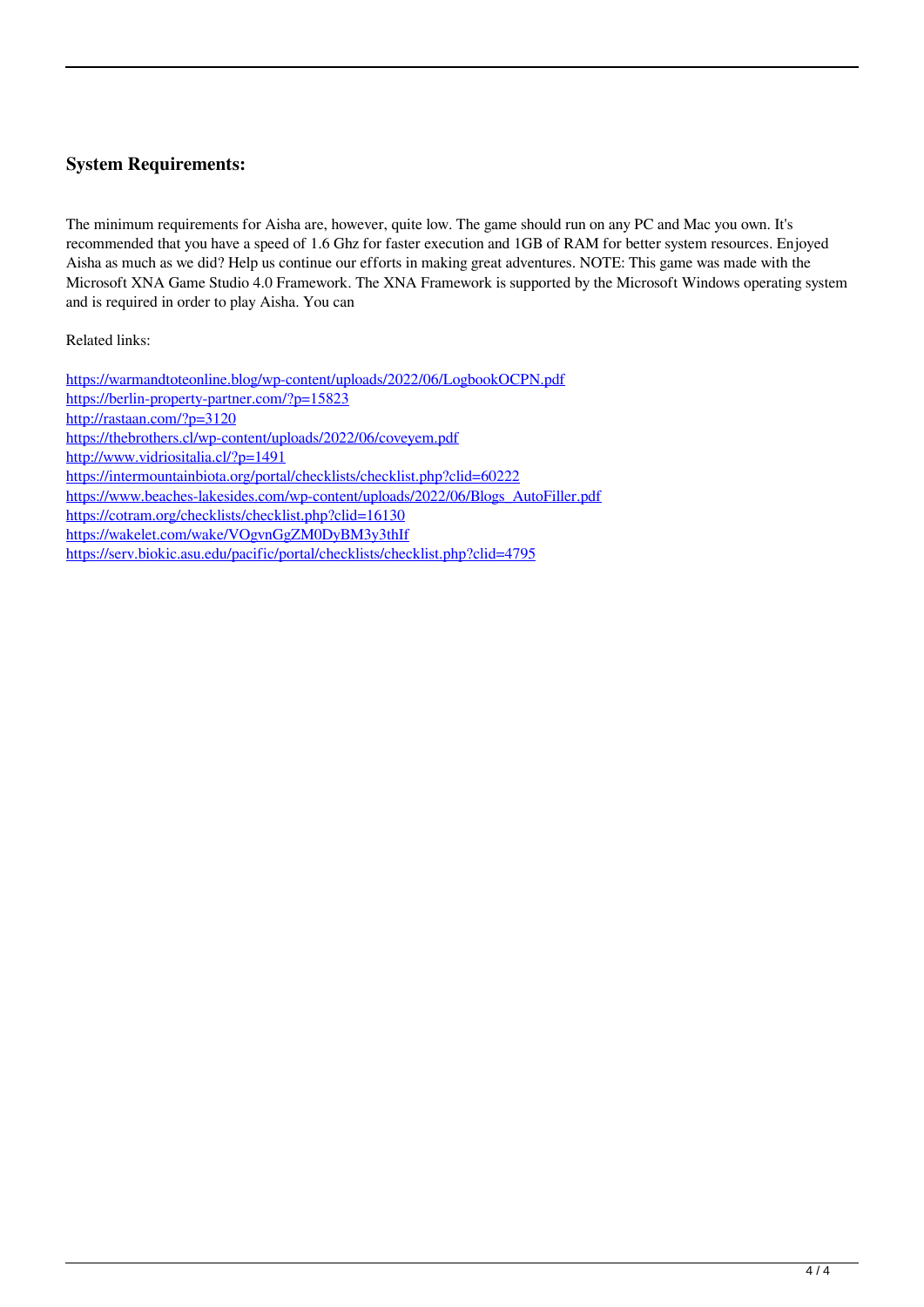### System Requirements:

The minimum requirements for Aisha are, however, quite low. The game should run on any PC and Mac you own. It's recommended that you have a speed of 1.6 Ghz for faster execution and 1GB of RAM for better system resources. Enjoyed Aisha as much as we did? Help us continue our efforts in making great adventures. NOTE: This game was made with the Microsoft XNA Game Studio 4.0 Framework. The XNA Framework is supported by the Microsoft Windows operating system and is required in order to play Aisha. You can

Related links:

https://warmandtoteonline.blog/wp-content/uploads/2022/06/LogbookOCPN.pdf
https://berlin-property-partner.com/?p=15823
http://rastaan.com/?p=3120
https://thebrothers.cl/wp-content/uploads/2022/06/coveyem.pdf
http://www.vidriositalia.cl/?p=1491
https://intermountainbiota.org/portal/checklists/checklist.php?clid=60222
https://www.beaches-lakesides.com/wp-content/uploads/2022/06/Blogs_AutoFiller.pdf
https://cotram.org/checklists/checklist.php?clid=16130
https://wakelet.com/wake/VOgvnGgZM0DyBM3y3thIf
https://serv.biokic.asu.edu/pacific/portal/checklists/checklist.php?clid=4795